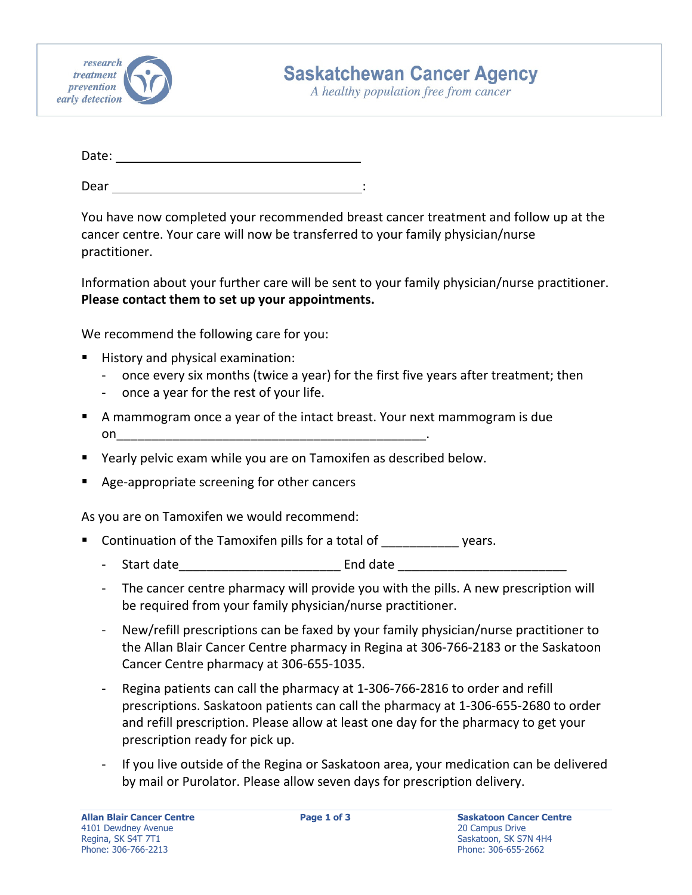research
treatment
prevention
early detection

# Saskatchewan Cancer Agency

*A healthy population free from cancer*

Date: ___________________________________

Dear ___________________________________:

You have now completed your recommended breast cancer treatment and follow up at the cancer centre. Your care will now be transferred to your family physician/nurse practitioner.

Information about your further care will be sent to your family physician/nurse practitioner. **Please contact them to set up your appointments.**

We recommend the following care for you:

- History and physical examination:
  - once every six months (twice a year) for the first five years after treatment; then
  - once a year for the rest of your life.
- A mammogram once a year of the intact breast. Your next mammogram is due on_____________________________________________.
- Yearly pelvic exam while you are on Tamoxifen as described below.
- Age-appropriate screening for other cancers

As you are on Tamoxifen we would recommend:

- Continuation of the Tamoxifen pills for a total of ___________ years.
  - Start date_______________________ End date ________________________
  - The cancer centre pharmacy will provide you with the pills. A new prescription will be required from your family physician/nurse practitioner.
  - New/refill prescriptions can be faxed by your family physician/nurse practitioner to the Allan Blair Cancer Centre pharmacy in Regina at 306-766-2183 or the Saskatoon Cancer Centre pharmacy at 306-655-1035.
  - Regina patients can call the pharmacy at 1-306-766-2816 to order and refill prescriptions. Saskatoon patients can call the pharmacy at 1-306-655-2680 to order and refill prescription. Please allow at least one day for the pharmacy to get your prescription ready for pick up.
  - If you live outside of the Regina or Saskatoon area, your medication can be delivered by mail or Purolator. Please allow seven days for prescription delivery.

**Allan Blair Cancer Centre**
4101 Dewdney Avenue
Regina, SK S4T 7T1
Phone: 306-766-2213

**Saskatoon Cancer Centre**
20 Campus Drive
Saskatoon, SK S7N 4H4
Phone: 306-655-2662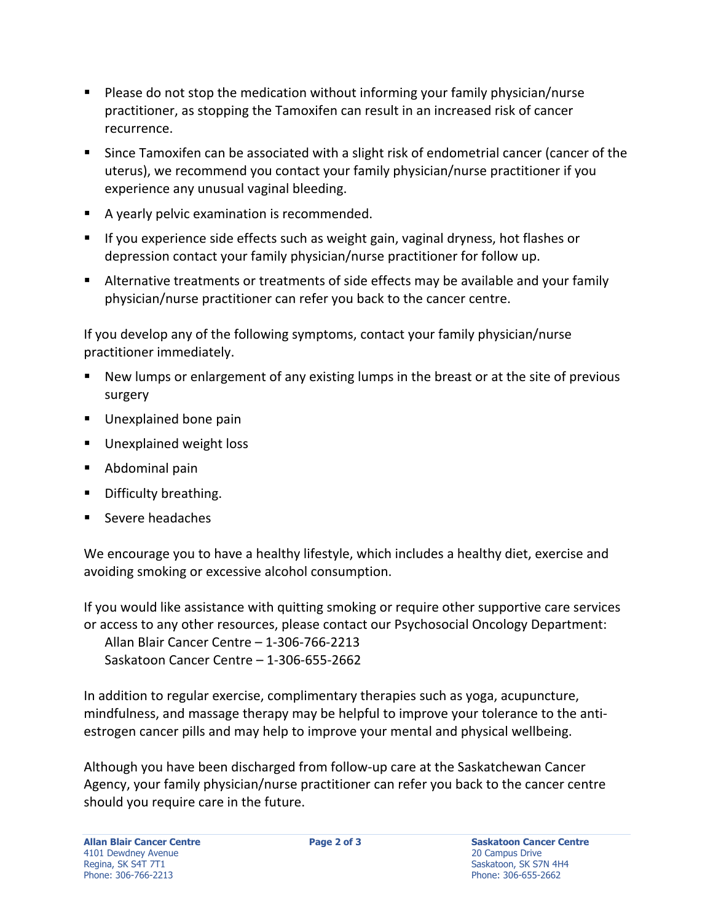- Please do not stop the medication without informing your family physician/nurse practitioner, as stopping the Tamoxifen can result in an increased risk of cancer recurrence.
- Since Tamoxifen can be associated with a slight risk of endometrial cancer (cancer of the uterus), we recommend you contact your family physician/nurse practitioner if you experience any unusual vaginal bleeding.
- A yearly pelvic examination is recommended.
- If you experience side effects such as weight gain, vaginal dryness, hot flashes or depression contact your family physician/nurse practitioner for follow up.
- Alternative treatments or treatments of side effects may be available and your family physician/nurse practitioner can refer you back to the cancer centre.

If you develop any of the following symptoms, contact your family physician/nurse practitioner immediately.

- New lumps or enlargement of any existing lumps in the breast or at the site of previous surgery
- Unexplained bone pain
- Unexplained weight loss
- Abdominal pain
- Difficulty breathing.
- Severe headaches

We encourage you to have a healthy lifestyle, which includes a healthy diet, exercise and avoiding smoking or excessive alcohol consumption.

If you would like assistance with quitting smoking or require other supportive care services or access to any other resources, please contact our Psychosocial Oncology Department:
Allan Blair Cancer Centre – 1-306-766-2213
Saskatoon Cancer Centre – 1-306-655-2662

In addition to regular exercise, complimentary therapies such as yoga, acupuncture, mindfulness, and massage therapy may be helpful to improve your tolerance to the anti-estrogen cancer pills and may help to improve your mental and physical wellbeing.

Although you have been discharged from follow-up care at the Saskatchewan Cancer Agency, your family physician/nurse practitioner can refer you back to the cancer centre should you require care in the future.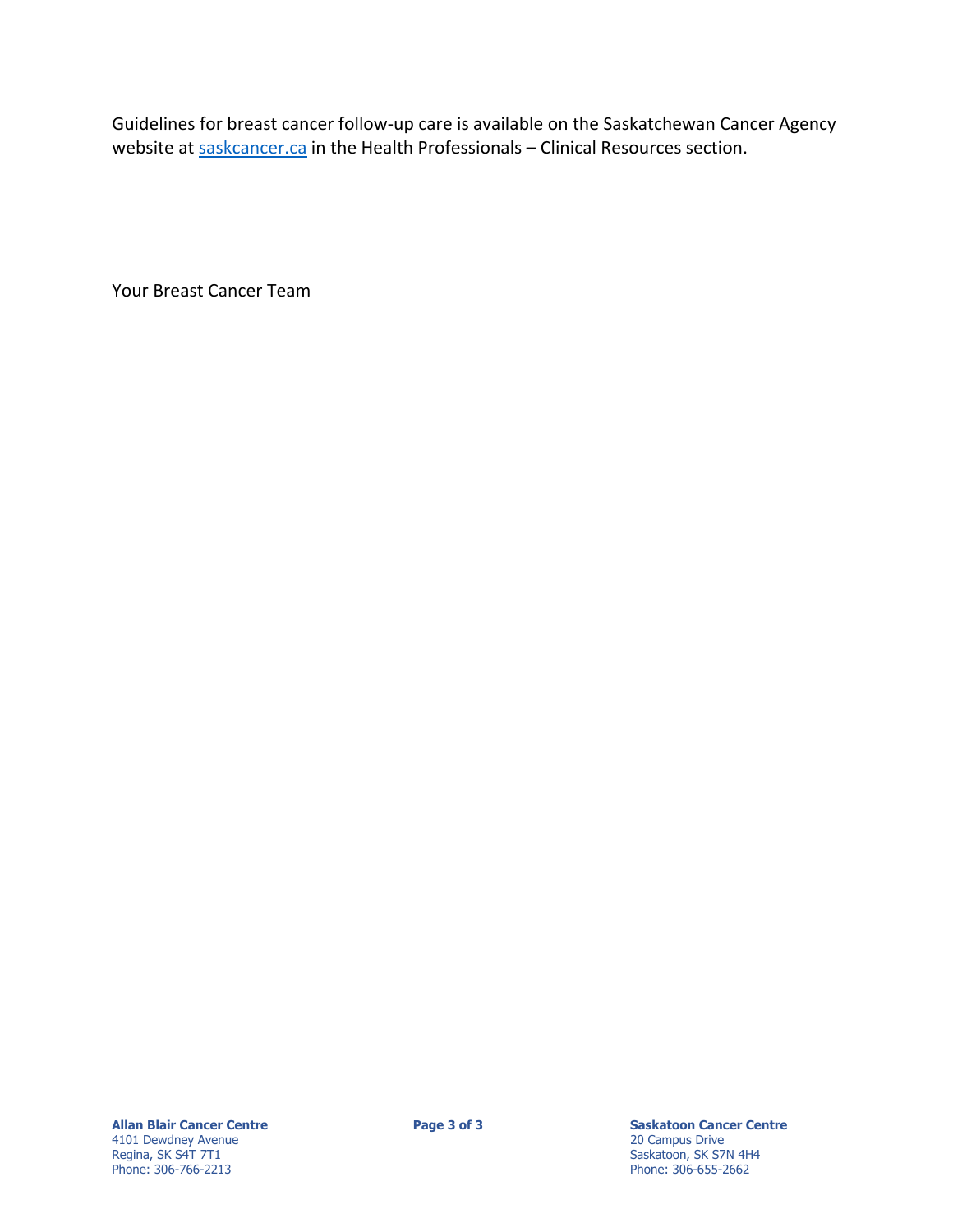Guidelines for breast cancer follow-up care is available on the Saskatchewan Cancer Agency website at [saskcancer.ca](saskcancer.ca) in the Health Professionals – Clinical Resources section.

Your Breast Cancer Team